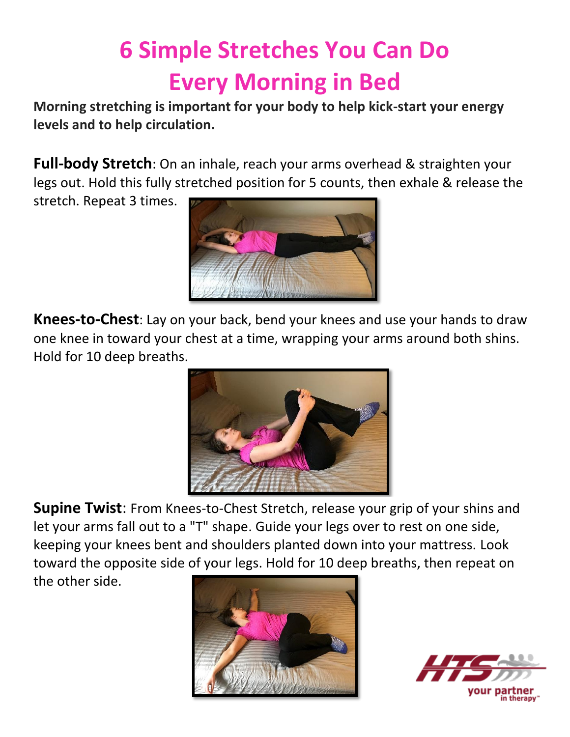# 6 Simple Stretches You Can Do Every Morning in Bed

**Morning stretching is important for your body to help kick-start your energy levels and to help circulation.**

**Full-body Stretch**: On an inhale, reach your arms overhead & straighten your legs out. Hold this fully stretched position for 5 counts, then exhale & release the stretch. Repeat 3 times.

**Knees-to-Chest**: Lay on your back, bend your knees and use your hands to draw one knee in toward your chest at a time, wrapping your arms around both shins. Hold for 10 deep breaths.

**Supine Twist**: From Knees-to-Chest Stretch, release your grip of your shins and let your arms fall out to a "T" shape. Guide your legs over to rest on one side, keeping your knees bent and shoulders planted down into your mattress. Look toward the opposite side of your legs. Hold for 10 deep breaths, then repeat on the other side.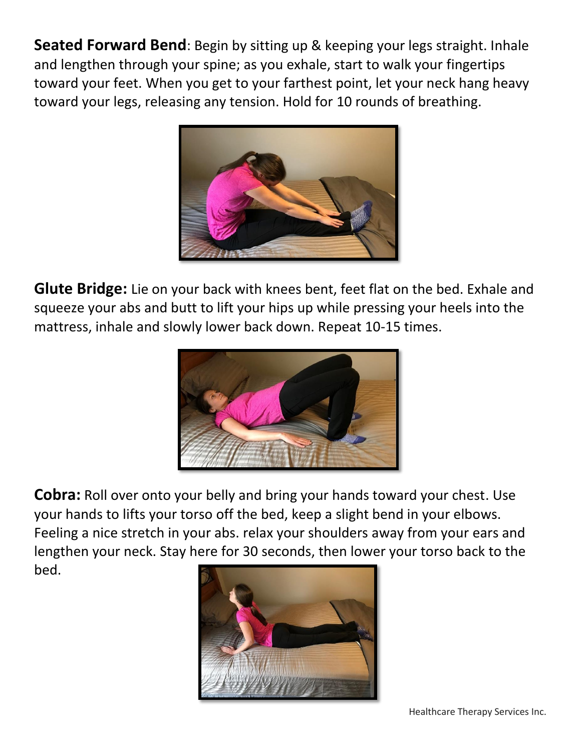**Seated Forward Bend**: Begin by sitting up & keeping your legs straight. Inhale and lengthen through your spine; as you exhale, start to walk your fingertips toward your feet. When you get to your farthest point, let your neck hang heavy toward your legs, releasing any tension. Hold for 10 rounds of breathing.

**Glute Bridge:** Lie on your back with knees bent, feet flat on the bed. Exhale and squeeze your abs and butt to lift your hips up while pressing your heels into the mattress, inhale and slowly lower back down. Repeat 10-15 times.

**Cobra:** Roll over onto your belly and bring your hands toward your chest. Use your hands to lifts your torso off the bed, keep a slight bend in your elbows. Feeling a nice stretch in your abs. relax your shoulders away from your ears and lengthen your neck. Stay here for 30 seconds, then lower your torso back to the bed.